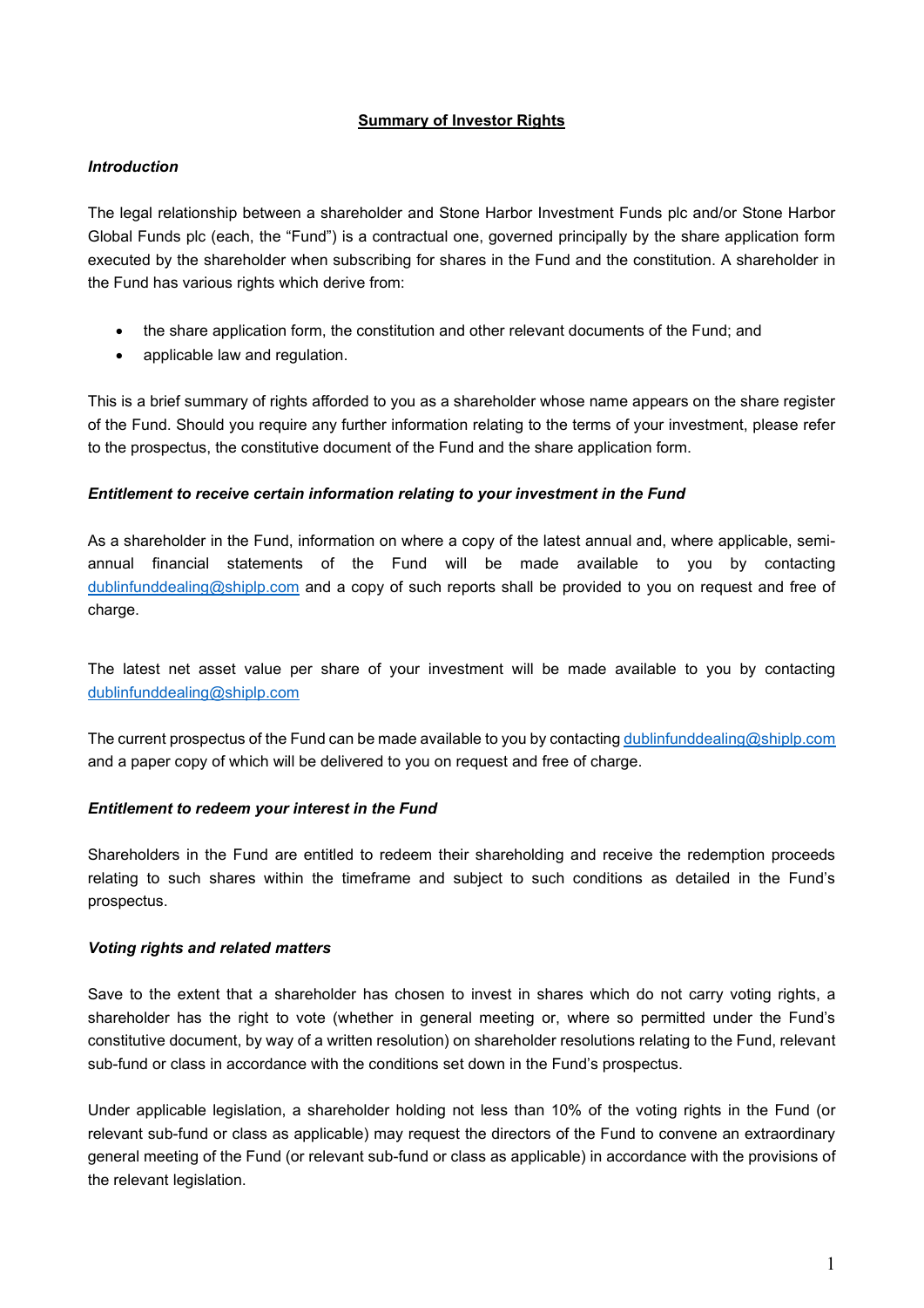# Summary of Investor Rights

***Introduction***

The legal relationship between a shareholder and Stone Harbor Investment Funds plc and/or Stone Harbor Global Funds plc (each, the "Fund") is a contractual one, governed principally by the share application form executed by the shareholder when subscribing for shares in the Fund and the constitution. A shareholder in the Fund has various rights which derive from:

- the share application form, the constitution and other relevant documents of the Fund; and
- applicable law and regulation.

This is a brief summary of rights afforded to you as a shareholder whose name appears on the share register of the Fund. Should you require any further information relating to the terms of your investment, please refer to the prospectus, the constitutive document of the Fund and the share application form.

***Entitlement to receive certain information relating to your investment in the Fund***

As a shareholder in the Fund, information on where a copy of the latest annual and, where applicable, semi-annual financial statements of the Fund will be made available to you by contacting dublinfunddealing@shiplp.com and a copy of such reports shall be provided to you on request and free of charge.

The latest net asset value per share of your investment will be made available to you by contacting dublinfunddealing@shiplp.com

The current prospectus of the Fund can be made available to you by contacting dublinfunddealing@shiplp.com and a paper copy of which will be delivered to you on request and free of charge.

***Entitlement to redeem your interest in the Fund***

Shareholders in the Fund are entitled to redeem their shareholding and receive the redemption proceeds relating to such shares within the timeframe and subject to such conditions as detailed in the Fund's prospectus.

***Voting rights and related matters***

Save to the extent that a shareholder has chosen to invest in shares which do not carry voting rights, a shareholder has the right to vote (whether in general meeting or, where so permitted under the Fund's constitutive document, by way of a written resolution) on shareholder resolutions relating to the Fund, relevant sub-fund or class in accordance with the conditions set down in the Fund's prospectus.

Under applicable legislation, a shareholder holding not less than 10% of the voting rights in the Fund (or relevant sub-fund or class as applicable) may request the directors of the Fund to convene an extraordinary general meeting of the Fund (or relevant sub-fund or class as applicable) in accordance with the provisions of the relevant legislation.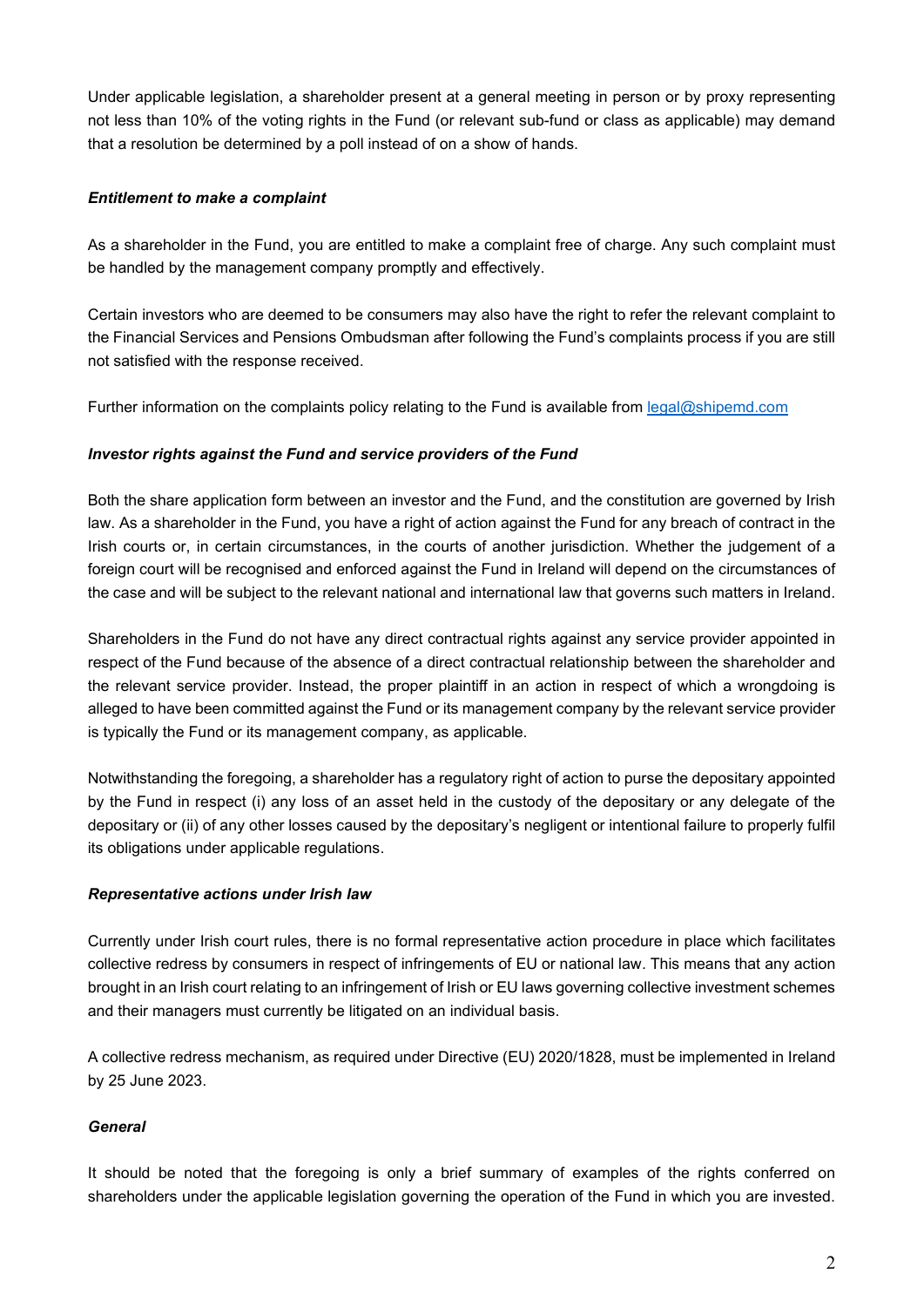Under applicable legislation, a shareholder present at a general meeting in person or by proxy representing not less than 10% of the voting rights in the Fund (or relevant sub-fund or class as applicable) may demand that a resolution be determined by a poll instead of on a show of hands.

***Entitlement to make a complaint***

As a shareholder in the Fund, you are entitled to make a complaint free of charge. Any such complaint must be handled by the management company promptly and effectively.

Certain investors who are deemed to be consumers may also have the right to refer the relevant complaint to the Financial Services and Pensions Ombudsman after following the Fund's complaints process if you are still not satisfied with the response received.

Further information on the complaints policy relating to the Fund is available from legal@shipemd.com

***Investor rights against the Fund and service providers of the Fund***

Both the share application form between an investor and the Fund, and the constitution are governed by Irish law. As a shareholder in the Fund, you have a right of action against the Fund for any breach of contract in the Irish courts or, in certain circumstances, in the courts of another jurisdiction. Whether the judgement of a foreign court will be recognised and enforced against the Fund in Ireland will depend on the circumstances of the case and will be subject to the relevant national and international law that governs such matters in Ireland.

Shareholders in the Fund do not have any direct contractual rights against any service provider appointed in respect of the Fund because of the absence of a direct contractual relationship between the shareholder and the relevant service provider. Instead, the proper plaintiff in an action in respect of which a wrongdoing is alleged to have been committed against the Fund or its management company by the relevant service provider is typically the Fund or its management company, as applicable.

Notwithstanding the foregoing, a shareholder has a regulatory right of action to purse the depositary appointed by the Fund in respect (i) any loss of an asset held in the custody of the depositary or any delegate of the depositary or (ii) of any other losses caused by the depositary's negligent or intentional failure to properly fulfil its obligations under applicable regulations.

***Representative actions under Irish law***

Currently under Irish court rules, there is no formal representative action procedure in place which facilitates collective redress by consumers in respect of infringements of EU or national law. This means that any action brought in an Irish court relating to an infringement of Irish or EU laws governing collective investment schemes and their managers must currently be litigated on an individual basis.

A collective redress mechanism, as required under Directive (EU) 2020/1828, must be implemented in Ireland by 25 June 2023.

***General***

It should be noted that the foregoing is only a brief summary of examples of the rights conferred on shareholders under the applicable legislation governing the operation of the Fund in which you are invested.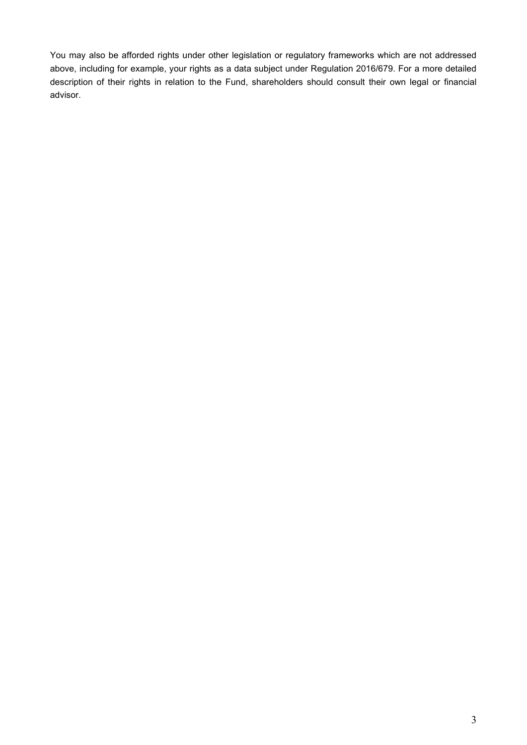You may also be afforded rights under other legislation or regulatory frameworks which are not addressed above, including for example, your rights as a data subject under Regulation 2016/679. For a more detailed description of their rights in relation to the Fund, shareholders should consult their own legal or financial advisor.